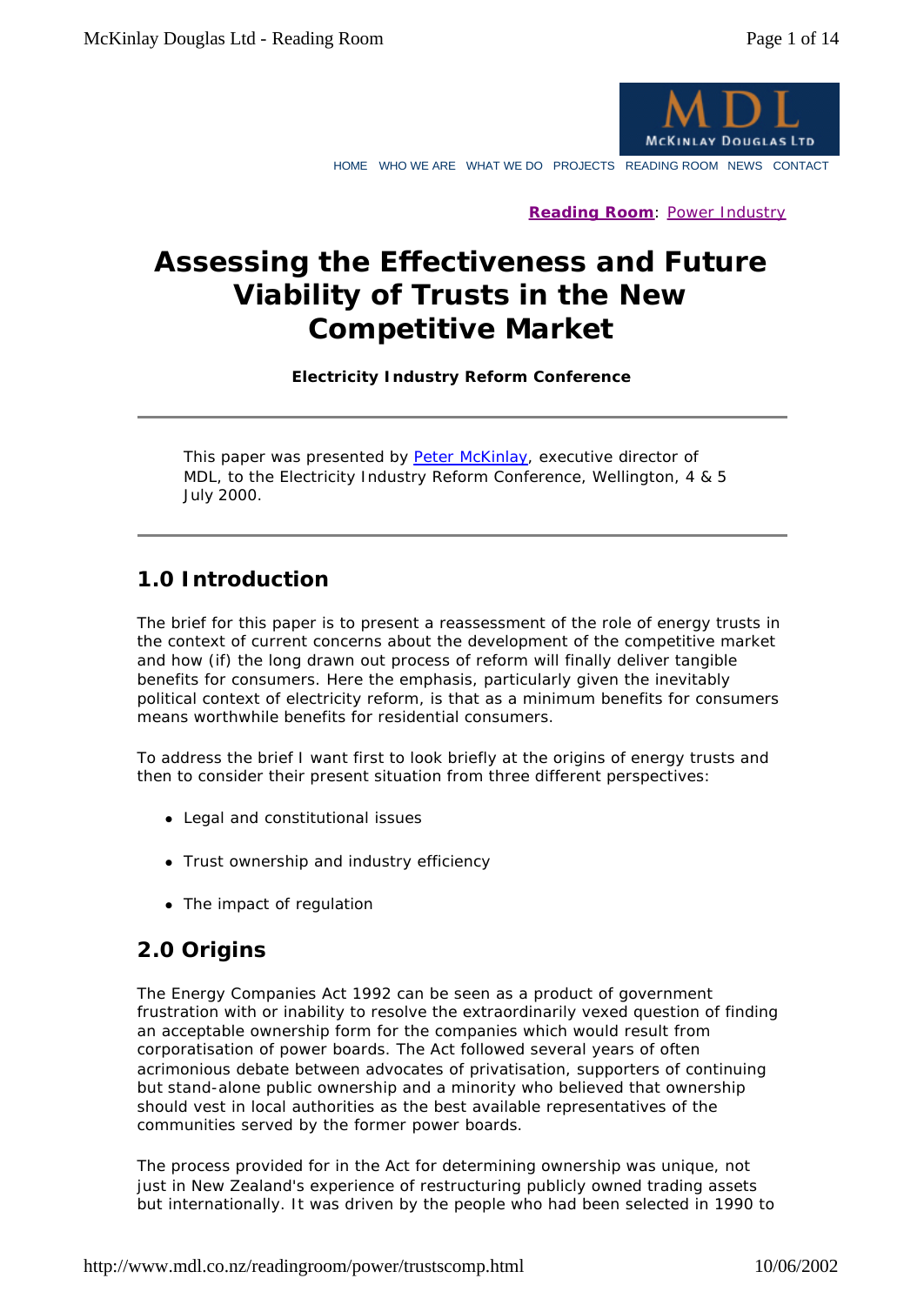Reading Room: Power Industry

# Assessing the Effectiveness and Future Viability of Trusts in the New Competitive Market

**Electricity Industry Reform Conference**

---

This paper was presented by Peter McKinlay, executive director of MDL, to the Electricity Industry Reform Conference, Wellington, 4 & 5 July 2000.

---

## 1.0 Introduction

The brief for this paper is to present a reassessment of the role of energy trusts in the context of current concerns about the development of the competitive market and how (if) the long drawn out process of reform will finally deliver tangible benefits for consumers. Here the emphasis, particularly given the inevitably political context of electricity reform, is that as a minimum benefits for consumers means worthwhile benefits for residential consumers.

To address the brief I want first to look briefly at the origins of energy trusts and then to consider their present situation from three different perspectives:

- Legal and constitutional issues
- Trust ownership and industry efficiency
- The impact of regulation

## 2.0 Origins

The Energy Companies Act 1992 can be seen as a product of government frustration with or inability to resolve the extraordinarily vexed question of finding an acceptable ownership form for the companies which would result from corporatisation of power boards. The Act followed several years of often acrimonious debate between advocates of privatisation, supporters of continuing but stand-alone public ownership and a minority who believed that ownership should vest in local authorities as the best available representatives of the communities served by the former power boards.

The process provided for in the Act for determining ownership was unique, not just in New Zealand's experience of restructuring publicly owned trading assets but internationally. It was driven by the people who had been selected in 1990 to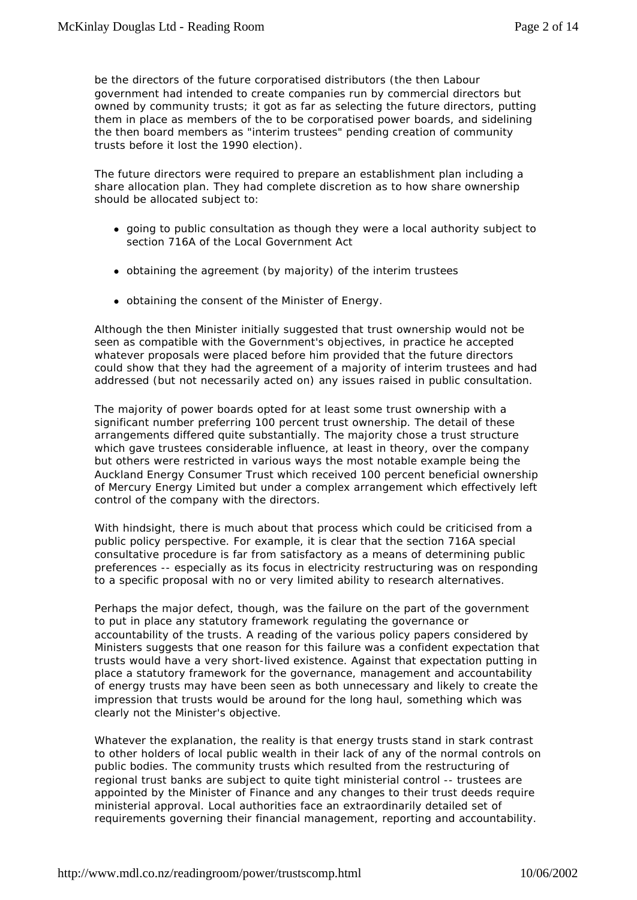be the directors of the future corporatised distributors (the then Labour government had intended to create companies run by commercial directors but owned by community trusts; it got as far as selecting the future directors, putting them in place as members of the to be corporatised power boards, and sidelining the then board members as "interim trustees" pending creation of community trusts before it lost the 1990 election).

The future directors were required to prepare an establishment plan including a share allocation plan. They had complete discretion as to how share ownership should be allocated subject to:

- going to public consultation as though they were a local authority subject to section 716A of the Local Government Act
- obtaining the agreement (by majority) of the interim trustees
- obtaining the consent of the Minister of Energy.

Although the then Minister initially suggested that trust ownership would not be seen as compatible with the Government's objectives, in practice he accepted whatever proposals were placed before him provided that the future directors could show that they had the agreement of a majority of interim trustees and had addressed (but not necessarily acted on) any issues raised in public consultation.

The majority of power boards opted for at least some trust ownership with a significant number preferring 100 percent trust ownership. The detail of these arrangements differed quite substantially. The majority chose a trust structure which gave trustees considerable influence, at least in theory, over the company but others were restricted in various ways the most notable example being the Auckland Energy Consumer Trust which received 100 percent beneficial ownership of Mercury Energy Limited but under a complex arrangement which effectively left control of the company with the directors.

With hindsight, there is much about that process which could be criticised from a public policy perspective. For example, it is clear that the section 716A special consultative procedure is far from satisfactory as a means of determining public preferences -- especially as its focus in electricity restructuring was on responding to a specific proposal with no or very limited ability to research alternatives.

Perhaps the major defect, though, was the failure on the part of the government to put in place any statutory framework regulating the governance or accountability of the trusts. A reading of the various policy papers considered by Ministers suggests that one reason for this failure was a confident expectation that trusts would have a very short-lived existence. Against that expectation putting in place a statutory framework for the governance, management and accountability of energy trusts may have been seen as both unnecessary and likely to create the impression that trusts would be around for the long haul, something which was clearly not the Minister's objective.

Whatever the explanation, the reality is that energy trusts stand in stark contrast to other holders of local public wealth in their lack of any of the normal controls on public bodies. The community trusts which resulted from the restructuring of regional trust banks are subject to quite tight ministerial control -- trustees are appointed by the Minister of Finance and any changes to their trust deeds require ministerial approval. Local authorities face an extraordinarily detailed set of requirements governing their financial management, reporting and accountability.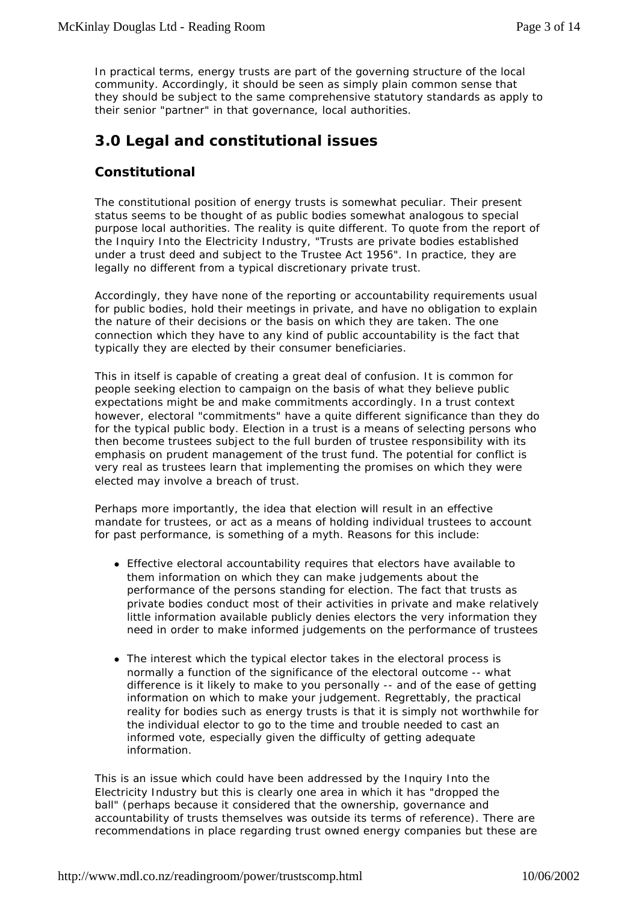In practical terms, energy trusts are part of the governing structure of the local community. Accordingly, it should be seen as simply plain common sense that they should be subject to the same comprehensive statutory standards as apply to their senior "partner" in that governance, local authorities.

## 3.0 Legal and constitutional issues

### Constitutional

The constitutional position of energy trusts is somewhat peculiar. Their present status seems to be thought of as public bodies somewhat analogous to special purpose local authorities. The reality is quite different. To quote from the report of the Inquiry Into the Electricity Industry, "Trusts are private bodies established under a trust deed and subject to the Trustee Act 1956". In practice, they are legally no different from a typical discretionary private trust.

Accordingly, they have none of the reporting or accountability requirements usual for public bodies, hold their meetings in private, and have no obligation to explain the nature of their decisions or the basis on which they are taken. The one connection which they have to any kind of public accountability is the fact that typically they are elected by their consumer beneficiaries.

This in itself is capable of creating a great deal of confusion. It is common for people seeking election to campaign on the basis of what they believe public expectations might be and make commitments accordingly. In a trust context however, electoral "commitments" have a quite different significance than they do for the typical public body. Election in a trust is a means of selecting persons who then become trustees subject to the full burden of trustee responsibility with its emphasis on prudent management of the trust fund. The potential for conflict is very real as trustees learn that implementing the promises on which they were elected may involve a breach of trust.

Perhaps more importantly, the idea that election will result in an effective mandate for trustees, or act as a means of holding individual trustees to account for past performance, is something of a myth. Reasons for this include:

- Effective electoral accountability requires that electors have available to them information on which they can make judgements about the performance of the persons standing for election. The fact that trusts as private bodies conduct most of their activities in private and make relatively little information available publicly denies electors the very information they need in order to make informed judgements on the performance of trustees
- The interest which the typical elector takes in the electoral process is normally a function of the significance of the electoral outcome -- what difference is it likely to make to you personally -- and of the ease of getting information on which to make your judgement. Regrettably, the practical reality for bodies such as energy trusts is that it is simply not worthwhile for the individual elector to go to the time and trouble needed to cast an informed vote, especially given the difficulty of getting adequate information.

This is an issue which could have been addressed by the Inquiry Into the Electricity Industry but this is clearly one area in which it has "dropped the ball" (perhaps because it considered that the ownership, governance and accountability of trusts themselves was outside its terms of reference). There are recommendations in place regarding trust owned energy companies but these are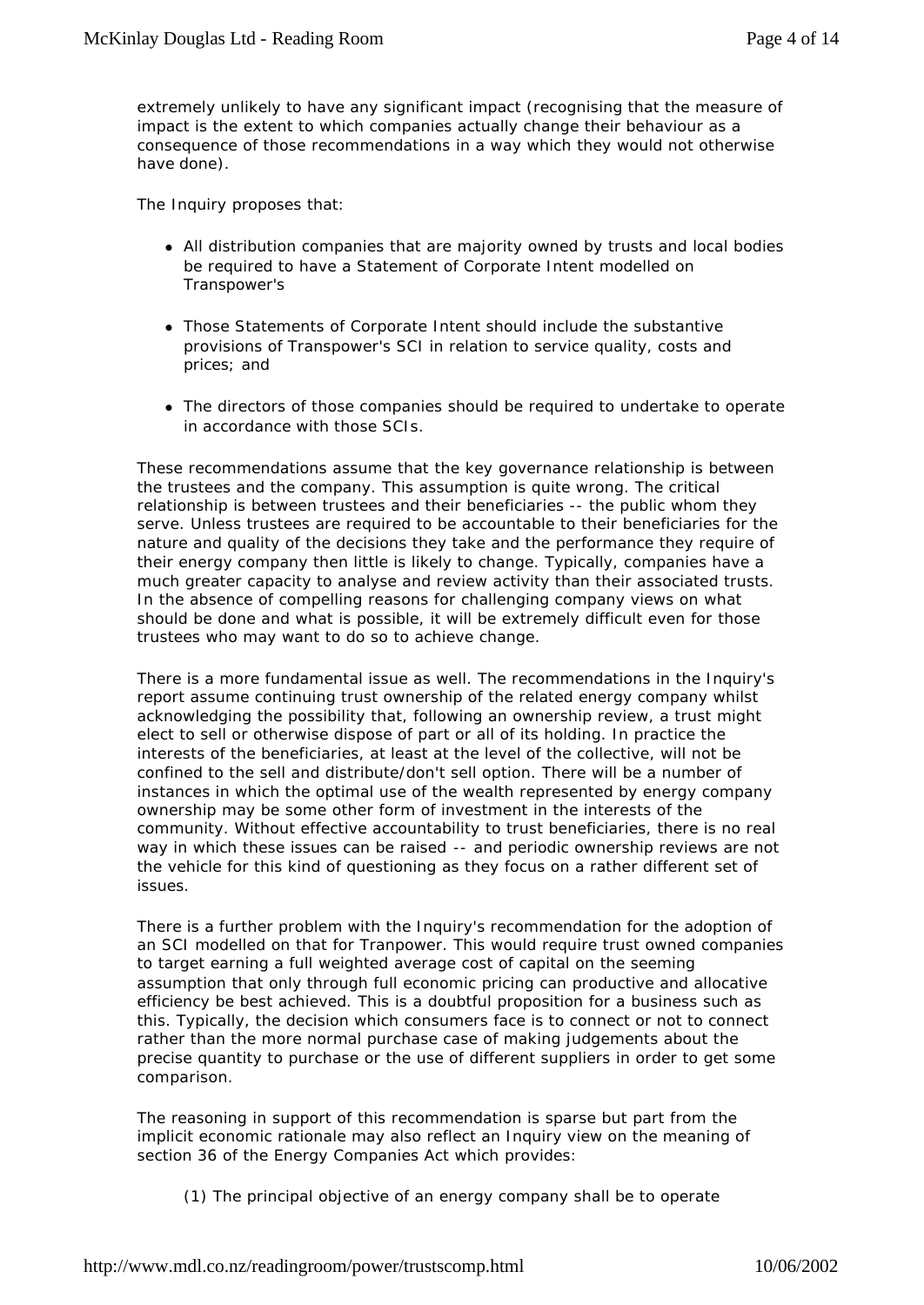extremely unlikely to have any significant impact (recognising that the measure of impact is the extent to which companies actually change their behaviour as a consequence of those recommendations in a way which they would not otherwise have done).

The Inquiry proposes that:

- All distribution companies that are majority owned by trusts and local bodies be required to have a Statement of Corporate Intent modelled on Transpower's
- Those Statements of Corporate Intent should include the substantive provisions of Transpower's SCI in relation to service quality, costs and prices; and
- The directors of those companies should be required to undertake to operate in accordance with those SCIs.

These recommendations assume that the key governance relationship is between the trustees and the company. This assumption is quite wrong. The critical relationship is between trustees and their beneficiaries -- the public whom they serve. Unless trustees are required to be accountable to their beneficiaries for the nature and quality of the decisions they take and the performance they require of their energy company then little is likely to change. Typically, companies have a much greater capacity to analyse and review activity than their associated trusts. In the absence of compelling reasons for challenging company views on what should be done and what is possible, it will be extremely difficult even for those trustees who may want to do so to achieve change.

There is a more fundamental issue as well. The recommendations in the Inquiry's report assume continuing trust ownership of the related energy company whilst acknowledging the possibility that, following an ownership review, a trust might elect to sell or otherwise dispose of part or all of its holding. In practice the interests of the beneficiaries, at least at the level of the collective, will not be confined to the sell and distribute/don't sell option. There will be a number of instances in which the optimal use of the wealth represented by energy company ownership may be some other form of investment in the interests of the community. Without effective accountability to trust beneficiaries, there is no real way in which these issues can be raised -- and periodic ownership reviews are not the vehicle for this kind of questioning as they focus on a rather different set of issues.

There is a further problem with the Inquiry's recommendation for the adoption of an SCI modelled on that for Tranpower. This would require trust owned companies to target earning a full weighted average cost of capital on the seeming assumption that only through full economic pricing can productive and allocative efficiency be best achieved. This is a doubtful proposition for a business such as this. Typically, the decision which consumers face is to connect or not to connect rather than the more normal purchase case of making judgements about the precise quantity to purchase or the use of different suppliers in order to get some comparison.

The reasoning in support of this recommendation is sparse but part from the implicit economic rationale may also reflect an Inquiry view on the meaning of section 36 of the Energy Companies Act which provides:

(1) The principal objective of an energy company shall be to operate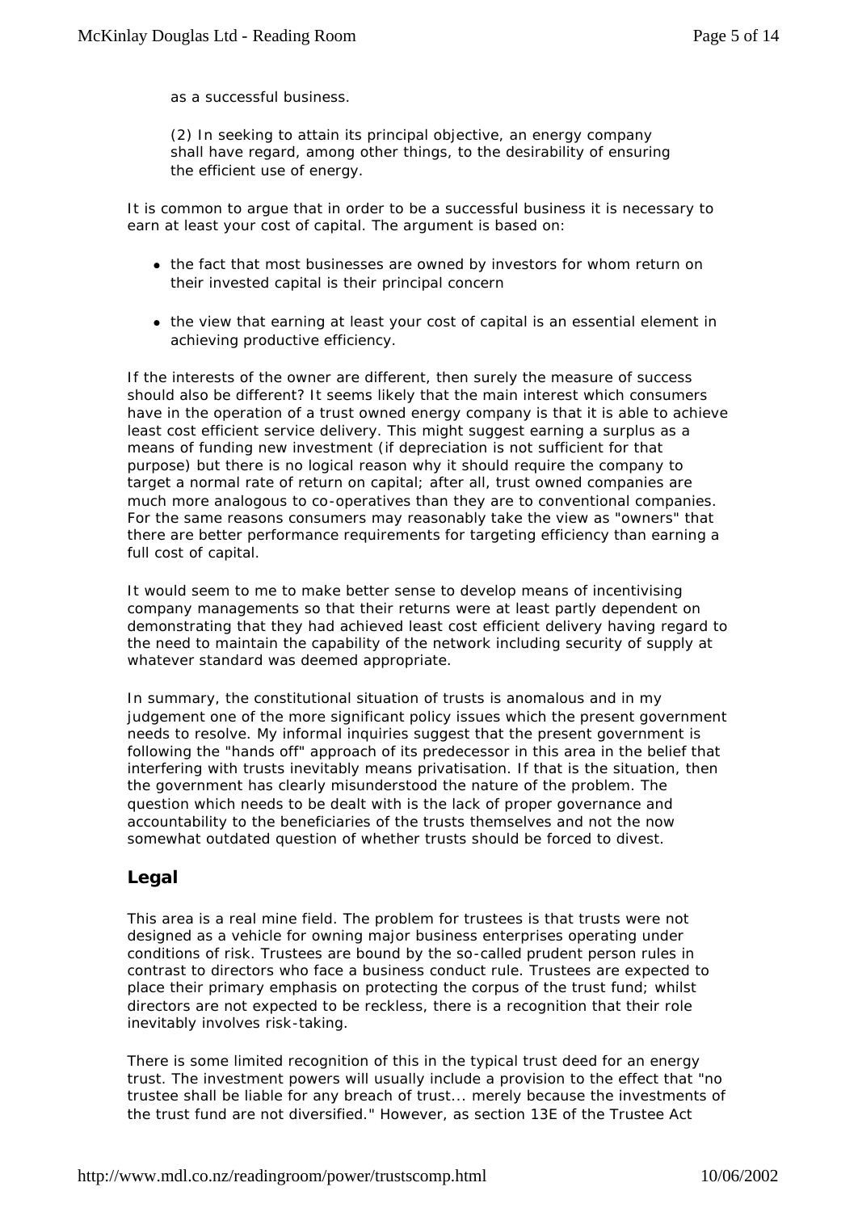as a successful business.

(2) In seeking to attain its principal objective, an energy company shall have regard, among other things, to the desirability of ensuring the efficient use of energy.

It is common to argue that in order to be a successful business it is necessary to earn at least your cost of capital. The argument is based on:

- the fact that most businesses are owned by investors for whom return on their invested capital is their principal concern
- the view that earning at least your cost of capital is an essential element in achieving productive efficiency.

If the interests of the owner are different, then surely the measure of success should also be different? It seems likely that the main interest which consumers have in the operation of a trust owned energy company is that it is able to achieve least cost efficient service delivery. This might suggest earning a surplus as a means of funding new investment (if depreciation is not sufficient for that purpose) but there is no logical reason why it should require the company to target a normal rate of return on capital; after all, trust owned companies are much more analogous to co-operatives than they are to conventional companies. For the same reasons consumers may reasonably take the view as "owners" that there are better performance requirements for targeting efficiency than earning a full cost of capital.

It would seem to me to make better sense to develop means of incentivising company managements so that their returns were at least partly dependent on demonstrating that they had achieved least cost efficient delivery having regard to the need to maintain the capability of the network including security of supply at whatever standard was deemed appropriate.

In summary, the constitutional situation of trusts is anomalous and in my judgement one of the more significant policy issues which the present government needs to resolve. My informal inquiries suggest that the present government is following the "hands off" approach of its predecessor in this area in the belief that interfering with trusts inevitably means privatisation. If that is the situation, then the government has clearly misunderstood the nature of the problem. The question which needs to be dealt with is the lack of proper governance and accountability to the beneficiaries of the trusts themselves and not the now somewhat outdated question of whether trusts should be forced to divest.

## Legal

This area is a real mine field. The problem for trustees is that trusts were not designed as a vehicle for owning major business enterprises operating under conditions of risk. Trustees are bound by the so-called prudent person rules in contrast to directors who face a business conduct rule. Trustees are expected to place their primary emphasis on protecting the corpus of the trust fund; whilst directors are not expected to be reckless, there is a recognition that their role inevitably involves risk-taking.

There is some limited recognition of this in the typical trust deed for an energy trust. The investment powers will usually include a provision to the effect that "no trustee shall be liable for any breach of trust... merely because the investments of the trust fund are not diversified." However, as section 13E of the Trustee Act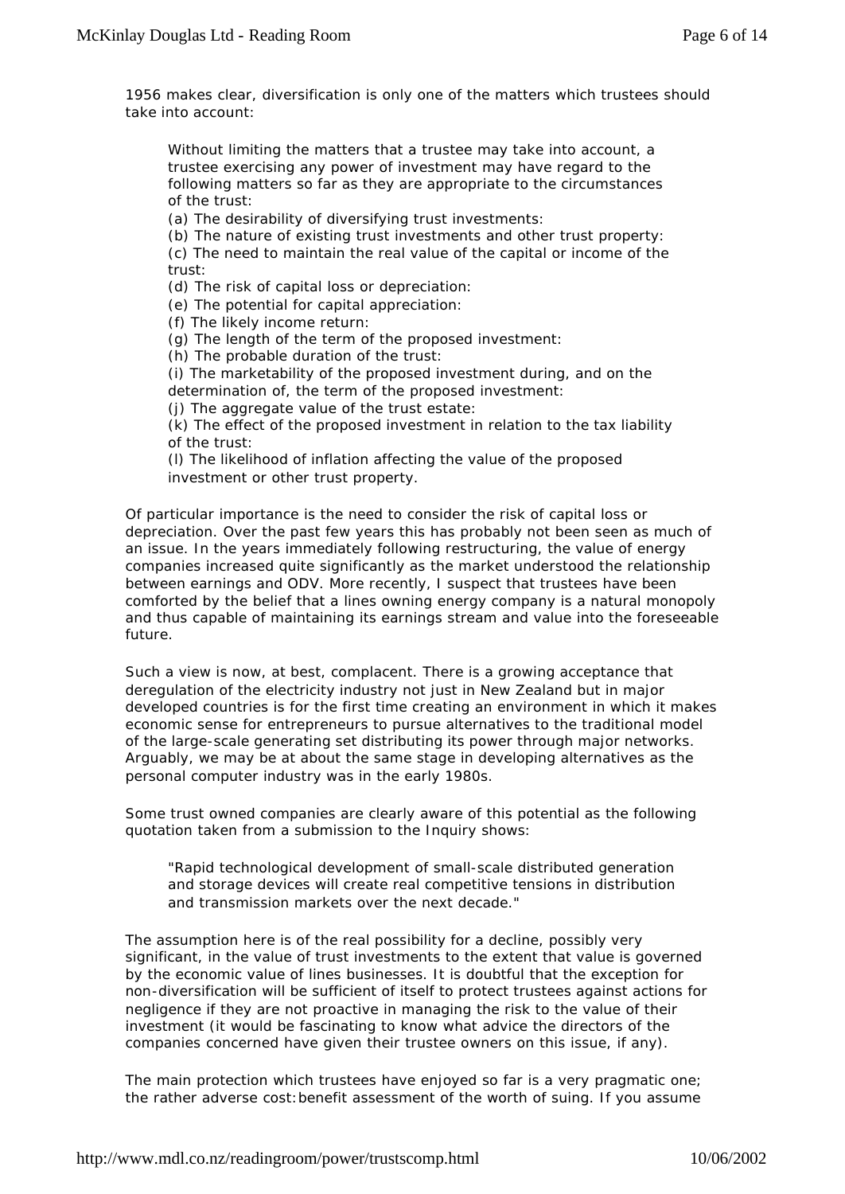1956 makes clear, diversification is only one of the matters which trustees should take into account:

> Without limiting the matters that a trustee may take into account, a trustee exercising any power of investment may have regard to the following matters so far as they are appropriate to the circumstances of the trust:
>
> (a) The desirability of diversifying trust investments:
>
> (b) The nature of existing trust investments and other trust property:
>
> (c) The need to maintain the real value of the capital or income of the trust:
>
> (d) The risk of capital loss or depreciation:
>
> (e) The potential for capital appreciation:
>
> (f) The likely income return:
>
> (g) The length of the term of the proposed investment:
>
> (h) The probable duration of the trust:
>
> (i) The marketability of the proposed investment during, and on the determination of, the term of the proposed investment:
>
> (j) The aggregate value of the trust estate:
>
> (k) The effect of the proposed investment in relation to the tax liability of the trust:
>
> (l) The likelihood of inflation affecting the value of the proposed investment or other trust property.

Of particular importance is the need to consider the risk of capital loss or depreciation. Over the past few years this has probably not been seen as much of an issue. In the years immediately following restructuring, the value of energy companies increased quite significantly as the market understood the relationship between earnings and ODV. More recently, I suspect that trustees have been comforted by the belief that a lines owning energy company is a natural monopoly and thus capable of maintaining its earnings stream and value into the foreseeable future.

Such a view is now, at best, complacent. There is a growing acceptance that deregulation of the electricity industry not just in New Zealand but in major developed countries is for the first time creating an environment in which it makes economic sense for entrepreneurs to pursue alternatives to the traditional model of the large-scale generating set distributing its power through major networks. Arguably, we may be at about the same stage in developing alternatives as the personal computer industry was in the early 1980s.

Some trust owned companies are clearly aware of this potential as the following quotation taken from a submission to the Inquiry shows:

> "Rapid technological development of small-scale distributed generation and storage devices will create real competitive tensions in distribution and transmission markets over the next decade."

The assumption here is of the real possibility for a decline, possibly very significant, in the value of trust investments to the extent that value is governed by the economic value of lines businesses. It is doubtful that the exception for non-diversification will be sufficient of itself to protect trustees against actions for negligence if they are not proactive in managing the risk to the value of their investment (it would be fascinating to know what advice the directors of the companies concerned have given their trustee owners on this issue, if any).

The main protection which trustees have enjoyed so far is a very pragmatic one; the rather adverse cost:benefit assessment of the worth of suing. If you assume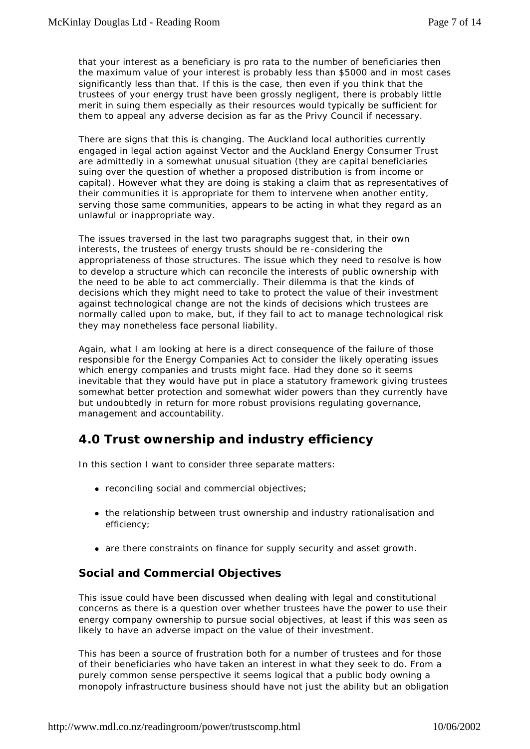that your interest as a beneficiary is pro rata to the number of beneficiaries then the maximum value of your interest is probably less than $5000 and in most cases significantly less than that. If this is the case, then even if you think that the trustees of your energy trust have been grossly negligent, there is probably little merit in suing them especially as their resources would typically be sufficient for them to appeal any adverse decision as far as the Privy Council if necessary.

There are signs that this is changing. The Auckland local authorities currently engaged in legal action against Vector and the Auckland Energy Consumer Trust are admittedly in a somewhat unusual situation (they are capital beneficiaries suing over the question of whether a proposed distribution is from income or capital). However what they are doing is staking a claim that as representatives of their communities it is appropriate for them to intervene when another entity, serving those same communities, appears to be acting in what they regard as an unlawful or inappropriate way.

The issues traversed in the last two paragraphs suggest that, in their own interests, the trustees of energy trusts should be re-considering the appropriateness of those structures. The issue which they need to resolve is how to develop a structure which can reconcile the interests of public ownership with the need to be able to act commercially. Their dilemma is that the kinds of decisions which they might need to take to protect the value of their investment against technological change are not the kinds of decisions which trustees are normally called upon to make, but, if they fail to act to manage technological risk they may nonetheless face personal liability.

Again, what I am looking at here is a direct consequence of the failure of those responsible for the Energy Companies Act to consider the likely operating issues which energy companies and trusts might face. Had they done so it seems inevitable that they would have put in place a statutory framework giving trustees somewhat better protection and somewhat wider powers than they currently have but undoubtedly in return for more robust provisions regulating governance, management and accountability.

## 4.0 Trust ownership and industry efficiency

In this section I want to consider three separate matters:

- reconciling social and commercial objectives;
- the relationship between trust ownership and industry rationalisation and efficiency;
- are there constraints on finance for supply security and asset growth.

### Social and Commercial Objectives

This issue could have been discussed when dealing with legal and constitutional concerns as there is a question over whether trustees have the power to use their energy company ownership to pursue social objectives, at least if this was seen as likely to have an adverse impact on the value of their investment.

This has been a source of frustration both for a number of trustees and for those of their beneficiaries who have taken an interest in what they seek to do. From a purely common sense perspective it seems logical that a public body owning a monopoly infrastructure business should have not just the ability but an obligation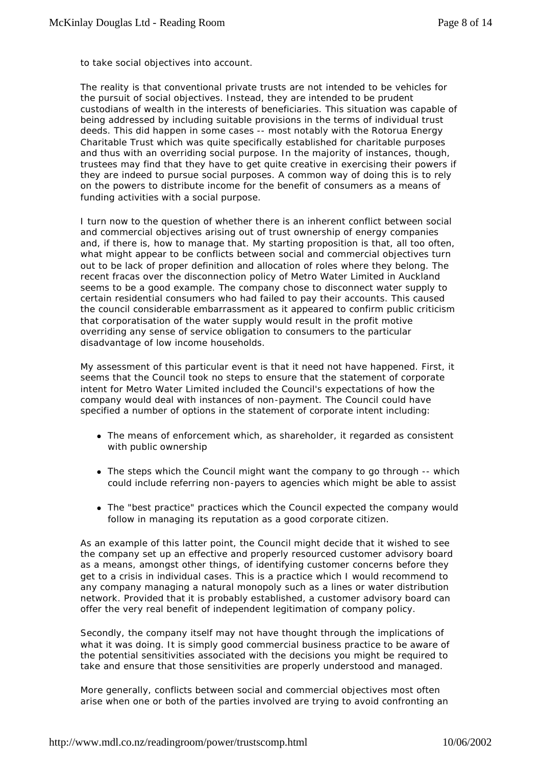to take social objectives into account.

The reality is that conventional private trusts are not intended to be vehicles for the pursuit of social objectives. Instead, they are intended to be prudent custodians of wealth in the interests of beneficiaries. This situation was capable of being addressed by including suitable provisions in the terms of individual trust deeds. This did happen in some cases -- most notably with the Rotorua Energy Charitable Trust which was quite specifically established for charitable purposes and thus with an overriding social purpose. In the majority of instances, though, trustees may find that they have to get quite creative in exercising their powers if they are indeed to pursue social purposes. A common way of doing this is to rely on the powers to distribute income for the benefit of consumers as a means of funding activities with a social purpose.

I turn now to the question of whether there is an inherent conflict between social and commercial objectives arising out of trust ownership of energy companies and, if there is, how to manage that. My starting proposition is that, all too often, what might appear to be conflicts between social and commercial objectives turn out to be lack of proper definition and allocation of roles where they belong. The recent fracas over the disconnection policy of Metro Water Limited in Auckland seems to be a good example. The company chose to disconnect water supply to certain residential consumers who had failed to pay their accounts. This caused the council considerable embarrassment as it appeared to confirm public criticism that corporatisation of the water supply would result in the profit motive overriding any sense of service obligation to consumers to the particular disadvantage of low income households.

My assessment of this particular event is that it need not have happened. First, it seems that the Council took no steps to ensure that the statement of corporate intent for Metro Water Limited included the Council's expectations of how the company would deal with instances of non-payment. The Council could have specified a number of options in the statement of corporate intent including:

- The means of enforcement which, as shareholder, it regarded as consistent with public ownership
- The steps which the Council might want the company to go through -- which could include referring non-payers to agencies which might be able to assist
- The "best practice" practices which the Council expected the company would follow in managing its reputation as a good corporate citizen.

As an example of this latter point, the Council might decide that it wished to see the company set up an effective and properly resourced customer advisory board as a means, amongst other things, of identifying customer concerns before they get to a crisis in individual cases. This is a practice which I would recommend to any company managing a natural monopoly such as a lines or water distribution network. Provided that it is probably established, a customer advisory board can offer the very real benefit of independent legitimation of company policy.

Secondly, the company itself may not have thought through the implications of what it was doing. It is simply good commercial business practice to be aware of the potential sensitivities associated with the decisions you might be required to take and ensure that those sensitivities are properly understood and managed.

More generally, conflicts between social and commercial objectives most often arise when one or both of the parties involved are trying to avoid confronting an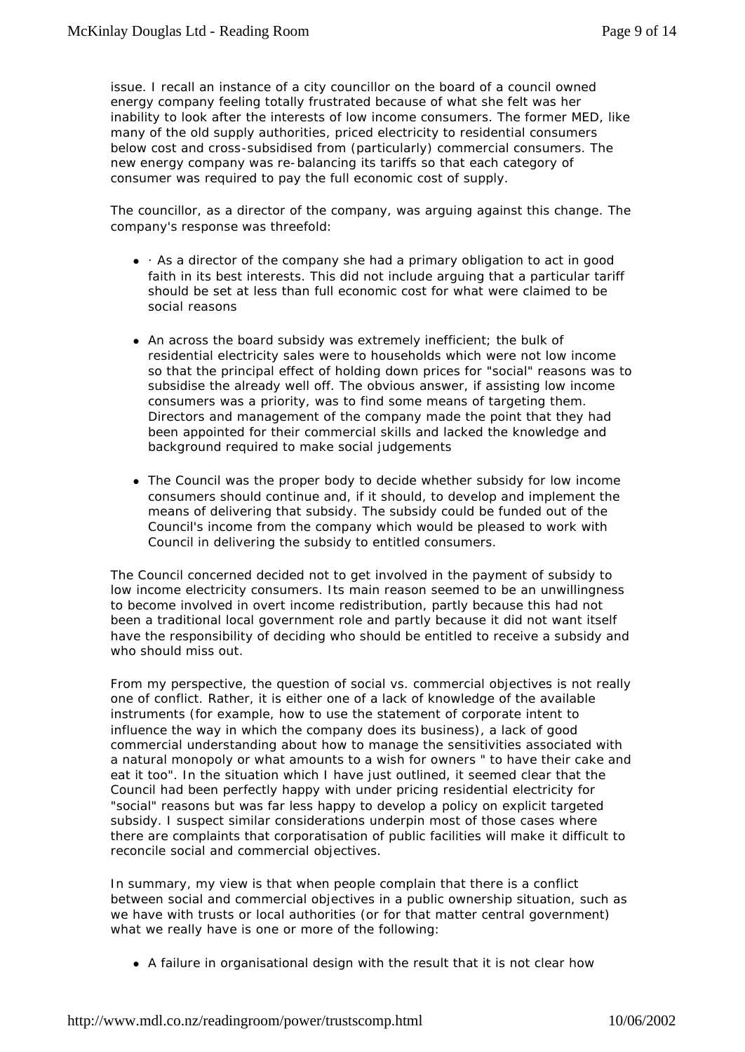issue. I recall an instance of a city councillor on the board of a council owned energy company feeling totally frustrated because of what she felt was her inability to look after the interests of low income consumers. The former MED, like many of the old supply authorities, priced electricity to residential consumers below cost and cross-subsidised from (particularly) commercial consumers. The new energy company was re-balancing its tariffs so that each category of consumer was required to pay the full economic cost of supply.

The councillor, as a director of the company, was arguing against this change. The company's response was threefold:

- · As a director of the company she had a primary obligation to act in good faith in its best interests. This did not include arguing that a particular tariff should be set at less than full economic cost for what were claimed to be social reasons
- An across the board subsidy was extremely inefficient; the bulk of residential electricity sales were to households which were not low income so that the principal effect of holding down prices for "social" reasons was to subsidise the already well off. The obvious answer, if assisting low income consumers was a priority, was to find some means of targeting them. Directors and management of the company made the point that they had been appointed for their commercial skills and lacked the knowledge and background required to make social judgements
- The Council was the proper body to decide whether subsidy for low income consumers should continue and, if it should, to develop and implement the means of delivering that subsidy. The subsidy could be funded out of the Council's income from the company which would be pleased to work with Council in delivering the subsidy to entitled consumers.

The Council concerned decided not to get involved in the payment of subsidy to low income electricity consumers. Its main reason seemed to be an unwillingness to become involved in overt income redistribution, partly because this had not been a traditional local government role and partly because it did not want itself have the responsibility of deciding who should be entitled to receive a subsidy and who should miss out.

From my perspective, the question of social vs. commercial objectives is not really one of conflict. Rather, it is either one of a lack of knowledge of the available instruments (for example, how to use the statement of corporate intent to influence the way in which the company does its business), a lack of good commercial understanding about how to manage the sensitivities associated with a natural monopoly or what amounts to a wish for owners " to have their cake and eat it too". In the situation which I have just outlined, it seemed clear that the Council had been perfectly happy with under pricing residential electricity for "social" reasons but was far less happy to develop a policy on explicit targeted subsidy. I suspect similar considerations underpin most of those cases where there are complaints that corporatisation of public facilities will make it difficult to reconcile social and commercial objectives.

In summary, my view is that when people complain that there is a conflict between social and commercial objectives in a public ownership situation, such as we have with trusts or local authorities (or for that matter central government) what we really have is one or more of the following:

- A failure in organisational design with the result that it is not clear how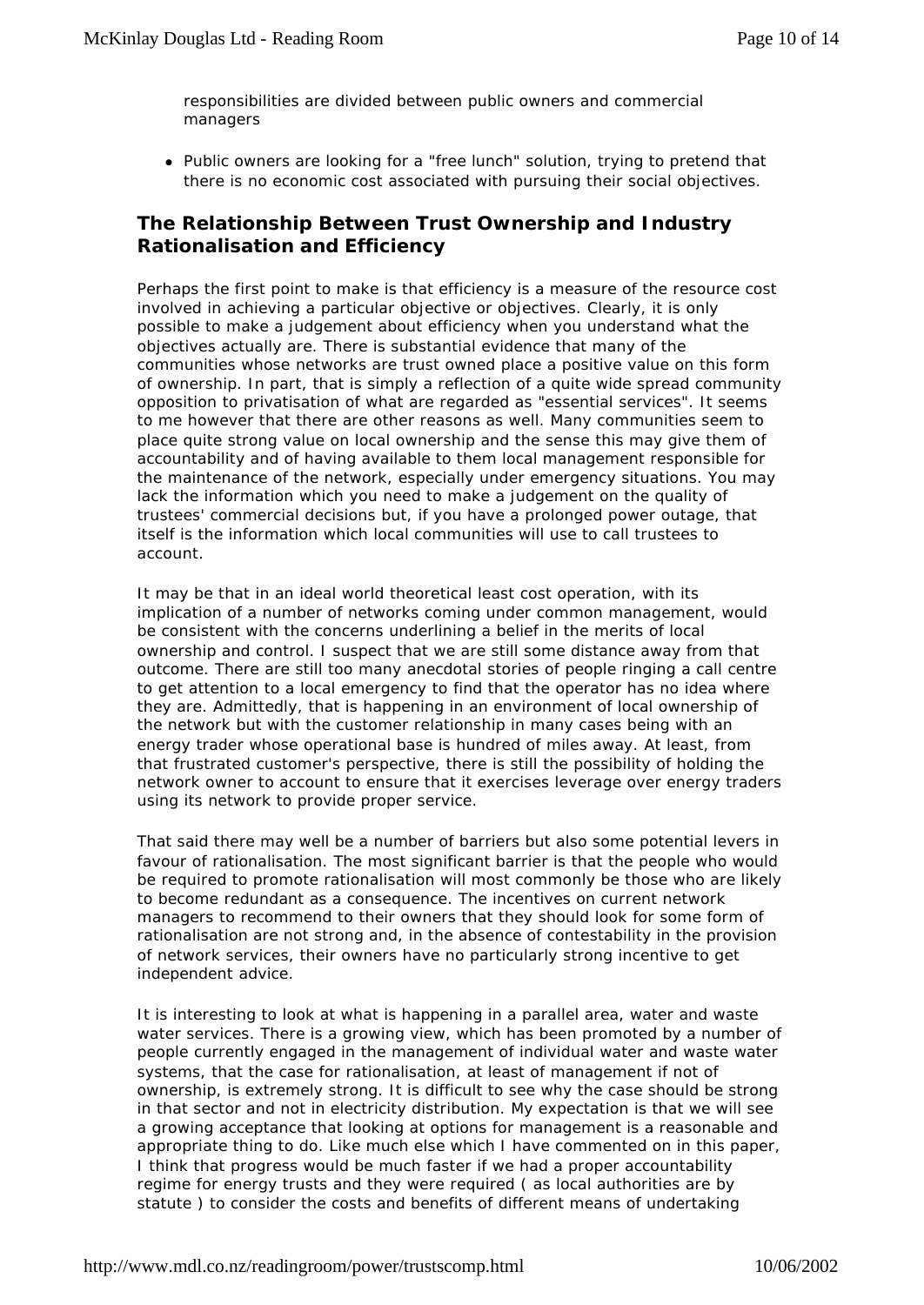responsibilities are divided between public owners and commercial managers

- Public owners are looking for a "free lunch" solution, trying to pretend that there is no economic cost associated with pursuing their social objectives.

## The Relationship Between Trust Ownership and Industry Rationalisation and Efficiency

Perhaps the first point to make is that efficiency is a measure of the resource cost involved in achieving a particular objective or objectives. Clearly, it is only possible to make a judgement about efficiency when you understand what the objectives actually are. There is substantial evidence that many of the communities whose networks are trust owned place a positive value on this form of ownership. In part, that is simply a reflection of a quite wide spread community opposition to privatisation of what are regarded as "essential services". It seems to me however that there are other reasons as well. Many communities seem to place quite strong value on local ownership and the sense this may give them of accountability and of having available to them local management responsible for the maintenance of the network, especially under emergency situations. You may lack the information which you need to make a judgement on the quality of trustees' commercial decisions but, if you have a prolonged power outage, that itself is the information which local communities will use to call trustees to account.

It may be that in an ideal world theoretical least cost operation, with its implication of a number of networks coming under common management, would be consistent with the concerns underlining a belief in the merits of local ownership and control. I suspect that we are still some distance away from that outcome. There are still too many anecdotal stories of people ringing a call centre to get attention to a local emergency to find that the operator has no idea where they are. Admittedly, that is happening in an environment of local ownership of the network but with the customer relationship in many cases being with an energy trader whose operational base is hundred of miles away. At least, from that frustrated customer's perspective, there is still the possibility of holding the network owner to account to ensure that it exercises leverage over energy traders using its network to provide proper service.

That said there may well be a number of barriers but also some potential levers in favour of rationalisation. The most significant barrier is that the people who would be required to promote rationalisation will most commonly be those who are likely to become redundant as a consequence. The incentives on current network managers to recommend to their owners that they should look for some form of rationalisation are not strong and, in the absence of contestability in the provision of network services, their owners have no particularly strong incentive to get independent advice.

It is interesting to look at what is happening in a parallel area, water and waste water services. There is a growing view, which has been promoted by a number of people currently engaged in the management of individual water and waste water systems, that the case for rationalisation, at least of management if not of ownership, is extremely strong. It is difficult to see why the case should be strong in that sector and not in electricity distribution. My expectation is that we will see a growing acceptance that looking at options for management is a reasonable and appropriate thing to do. Like much else which I have commented on in this paper, I think that progress would be much faster if we had a proper accountability regime for energy trusts and they were required ( as local authorities are by statute ) to consider the costs and benefits of different means of undertaking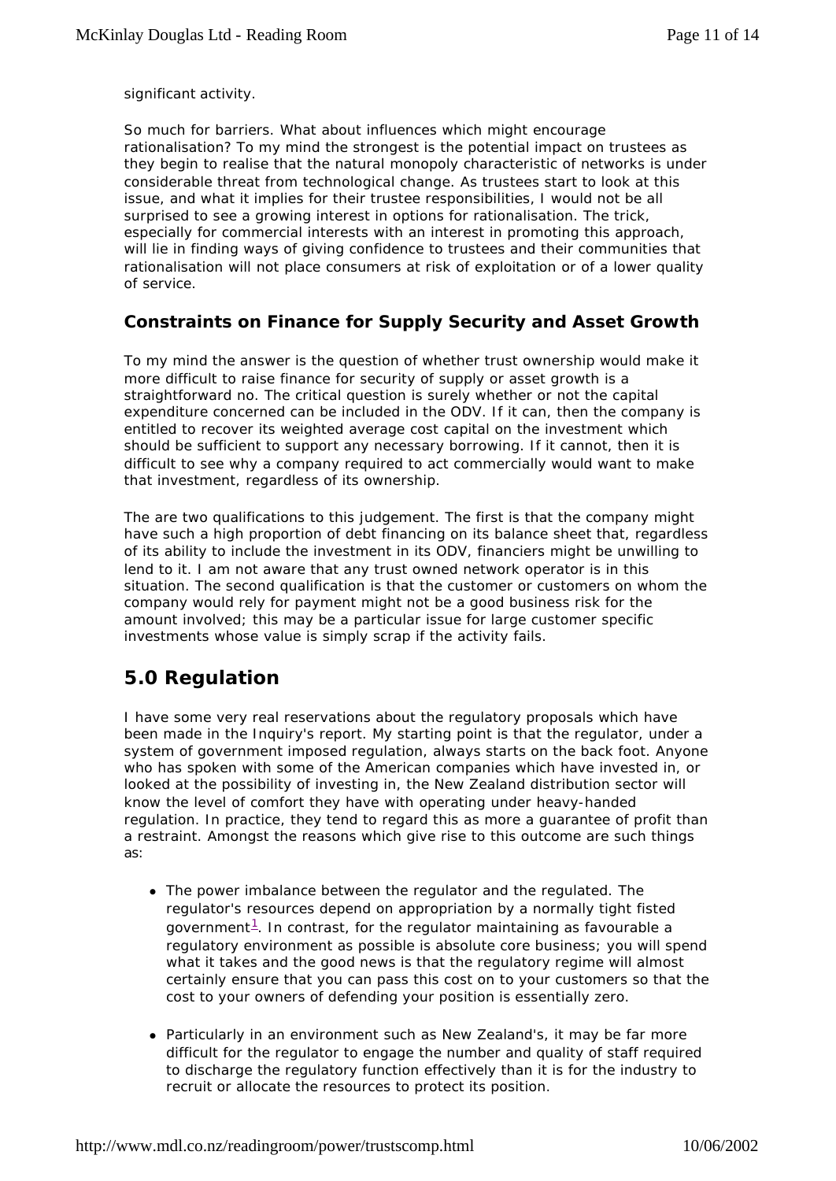significant activity.

So much for barriers. What about influences which might encourage rationalisation? To my mind the strongest is the potential impact on trustees as they begin to realise that the natural monopoly characteristic of networks is under considerable threat from technological change. As trustees start to look at this issue, and what it implies for their trustee responsibilities, I would not be all surprised to see a growing interest in options for rationalisation. The trick, especially for commercial interests with an interest in promoting this approach, will lie in finding ways of giving confidence to trustees and their communities that rationalisation will not place consumers at risk of exploitation or of a lower quality of service.

### Constraints on Finance for Supply Security and Asset Growth

To my mind the answer is the question of whether trust ownership would make it more difficult to raise finance for security of supply or asset growth is a straightforward no. The critical question is surely whether or not the capital expenditure concerned can be included in the ODV. If it can, then the company is entitled to recover its weighted average cost capital on the investment which should be sufficient to support any necessary borrowing. If it cannot, then it is difficult to see why a company required to act commercially would want to make that investment, regardless of its ownership.

The are two qualifications to this judgement. The first is that the company might have such a high proportion of debt financing on its balance sheet that, regardless of its ability to include the investment in its ODV, financiers might be unwilling to lend to it. I am not aware that any trust owned network operator is in this situation. The second qualification is that the customer or customers on whom the company would rely for payment might not be a good business risk for the amount involved; this may be a particular issue for large customer specific investments whose value is simply scrap if the activity fails.

## 5.0 Regulation

I have some very real reservations about the regulatory proposals which have been made in the Inquiry's report. My starting point is that the regulator, under a system of government imposed regulation, always starts on the back foot. Anyone who has spoken with some of the American companies which have invested in, or looked at the possibility of investing in, the New Zealand distribution sector will know the level of comfort they have with operating under heavy-handed regulation. In practice, they tend to regard this as more a guarantee of profit than a restraint. Amongst the reasons which give rise to this outcome are such things as:

- The power imbalance between the regulator and the regulated. The regulator's resources depend on appropriation by a normally tight fisted government[1]. In contrast, for the regulator maintaining as favourable a regulatory environment as possible is absolute core business; you will spend what it takes and the good news is that the regulatory regime will almost certainly ensure that you can pass this cost on to your customers so that the cost to your owners of defending your position is essentially zero.

- Particularly in an environment such as New Zealand's, it may be far more difficult for the regulator to engage the number and quality of staff required to discharge the regulatory function effectively than it is for the industry to recruit or allocate the resources to protect its position.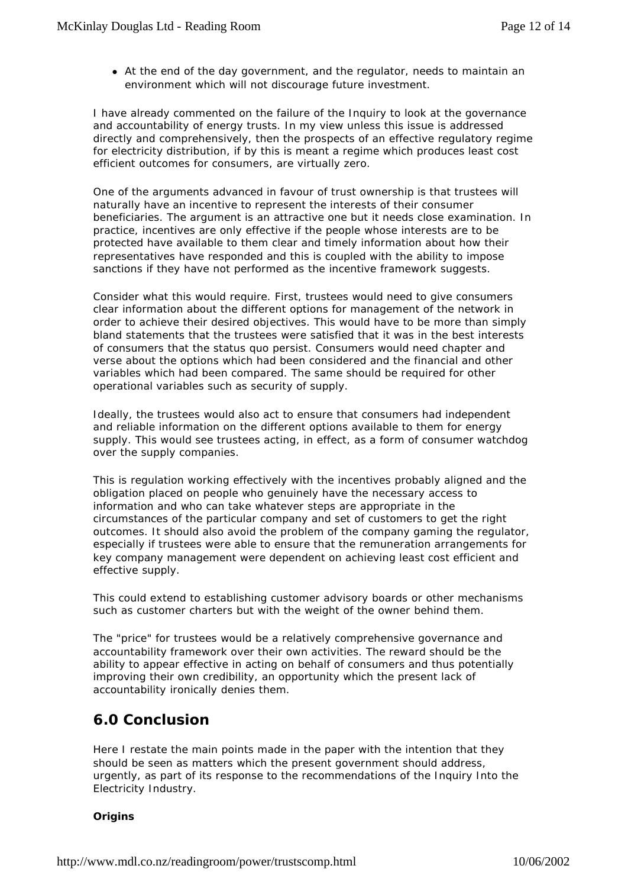- At the end of the day government, and the regulator, needs to maintain an environment which will not discourage future investment.

I have already commented on the failure of the Inquiry to look at the governance and accountability of energy trusts. In my view unless this issue is addressed directly and comprehensively, then the prospects of an effective regulatory regime for electricity distribution, if by this is meant a regime which produces least cost efficient outcomes for consumers, are virtually zero.

One of the arguments advanced in favour of trust ownership is that trustees will naturally have an incentive to represent the interests of their consumer beneficiaries. The argument is an attractive one but it needs close examination. In practice, incentives are only effective if the people whose interests are to be protected have available to them clear and timely information about how their representatives have responded and this is coupled with the ability to impose sanctions if they have not performed as the incentive framework suggests.

Consider what this would require. First, trustees would need to give consumers clear information about the different options for management of the network in order to achieve their desired objectives. This would have to be more than simply bland statements that the trustees were satisfied that it was in the best interests of consumers that the status quo persist. Consumers would need chapter and verse about the options which had been considered and the financial and other variables which had been compared. The same should be required for other operational variables such as security of supply.

Ideally, the trustees would also act to ensure that consumers had independent and reliable information on the different options available to them for energy supply. This would see trustees acting, in effect, as a form of consumer watchdog over the supply companies.

This is regulation working effectively with the incentives probably aligned and the obligation placed on people who genuinely have the necessary access to information and who can take whatever steps are appropriate in the circumstances of the particular company and set of customers to get the right outcomes. It should also avoid the problem of the company gaming the regulator, especially if trustees were able to ensure that the remuneration arrangements for key company management were dependent on achieving least cost efficient and effective supply.

This could extend to establishing customer advisory boards or other mechanisms such as customer charters but with the weight of the owner behind them.

The "price" for trustees would be a relatively comprehensive governance and accountability framework over their own activities. The reward should be the ability to appear effective in acting on behalf of consumers and thus potentially improving their own credibility, an opportunity which the present lack of accountability ironically denies them.

## 6.0 Conclusion

Here I restate the main points made in the paper with the intention that they should be seen as matters which the present government should address, urgently, as part of its response to the recommendations of the Inquiry Into the Electricity Industry.

**Origins**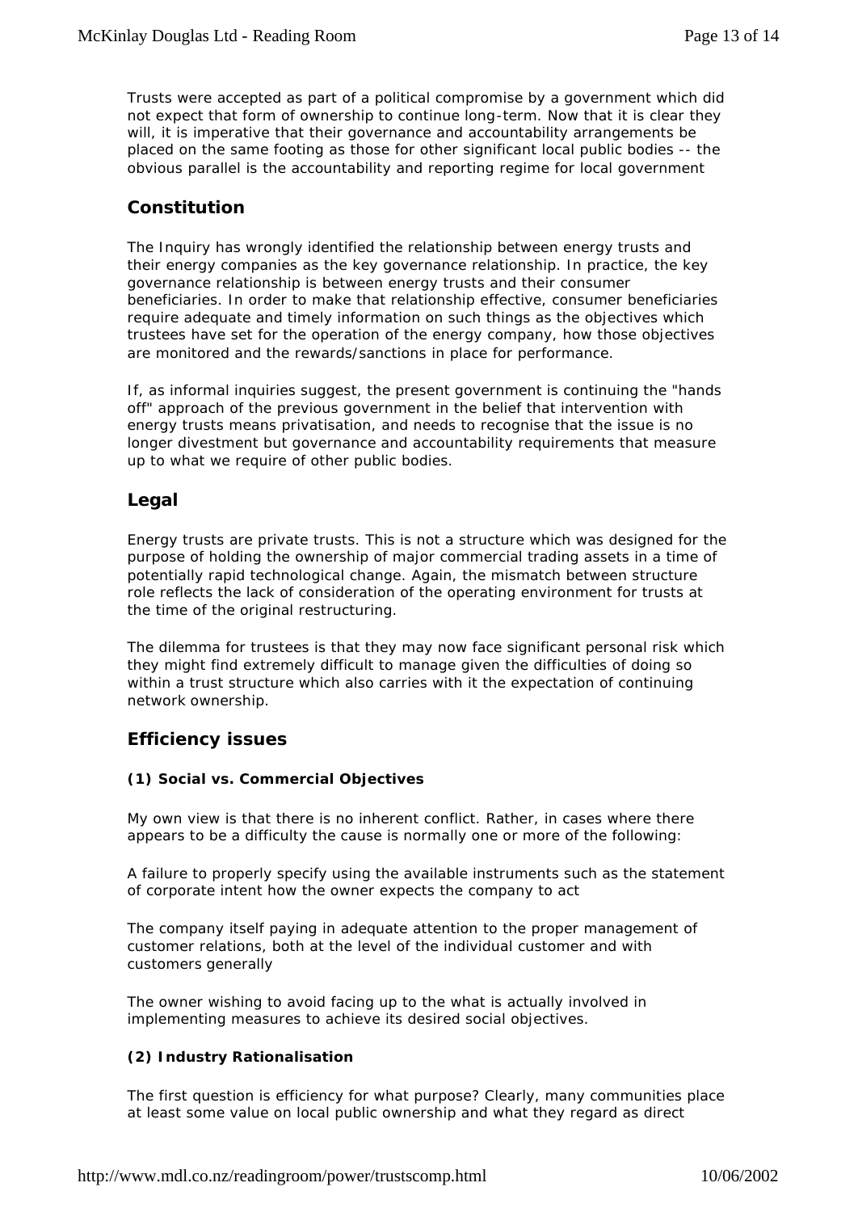Trusts were accepted as part of a political compromise by a government which did not expect that form of ownership to continue long-term. Now that it is clear they will, it is imperative that their governance and accountability arrangements be placed on the same footing as those for other significant local public bodies -- the obvious parallel is the accountability and reporting regime for local government

## Constitution

The Inquiry has wrongly identified the relationship between energy trusts and their energy companies as the key governance relationship. In practice, the key governance relationship is between energy trusts and their consumer beneficiaries. In order to make that relationship effective, consumer beneficiaries require adequate and timely information on such things as the objectives which trustees have set for the operation of the energy company, how those objectives are monitored and the rewards/sanctions in place for performance.

If, as informal inquiries suggest, the present government is continuing the "hands off" approach of the previous government in the belief that intervention with energy trusts means privatisation, and needs to recognise that the issue is no longer divestment but governance and accountability requirements that measure up to what we require of other public bodies.

## Legal

Energy trusts are private trusts. This is not a structure which was designed for the purpose of holding the ownership of major commercial trading assets in a time of potentially rapid technological change. Again, the mismatch between structure role reflects the lack of consideration of the operating environment for trusts at the time of the original restructuring.

The dilemma for trustees is that they may now face significant personal risk which they might find extremely difficult to manage given the difficulties of doing so within a trust structure which also carries with it the expectation of continuing network ownership.

## Efficiency issues

#### (1) Social vs. Commercial Objectives

My own view is that there is no inherent conflict. Rather, in cases where there appears to be a difficulty the cause is normally one or more of the following:

A failure to properly specify using the available instruments such as the statement of corporate intent how the owner expects the company to act

The company itself paying in adequate attention to the proper management of customer relations, both at the level of the individual customer and with customers generally

The owner wishing to avoid facing up to the what is actually involved in implementing measures to achieve its desired social objectives.

#### (2) Industry Rationalisation

The first question is efficiency for what purpose? Clearly, many communities place at least some value on local public ownership and what they regard as direct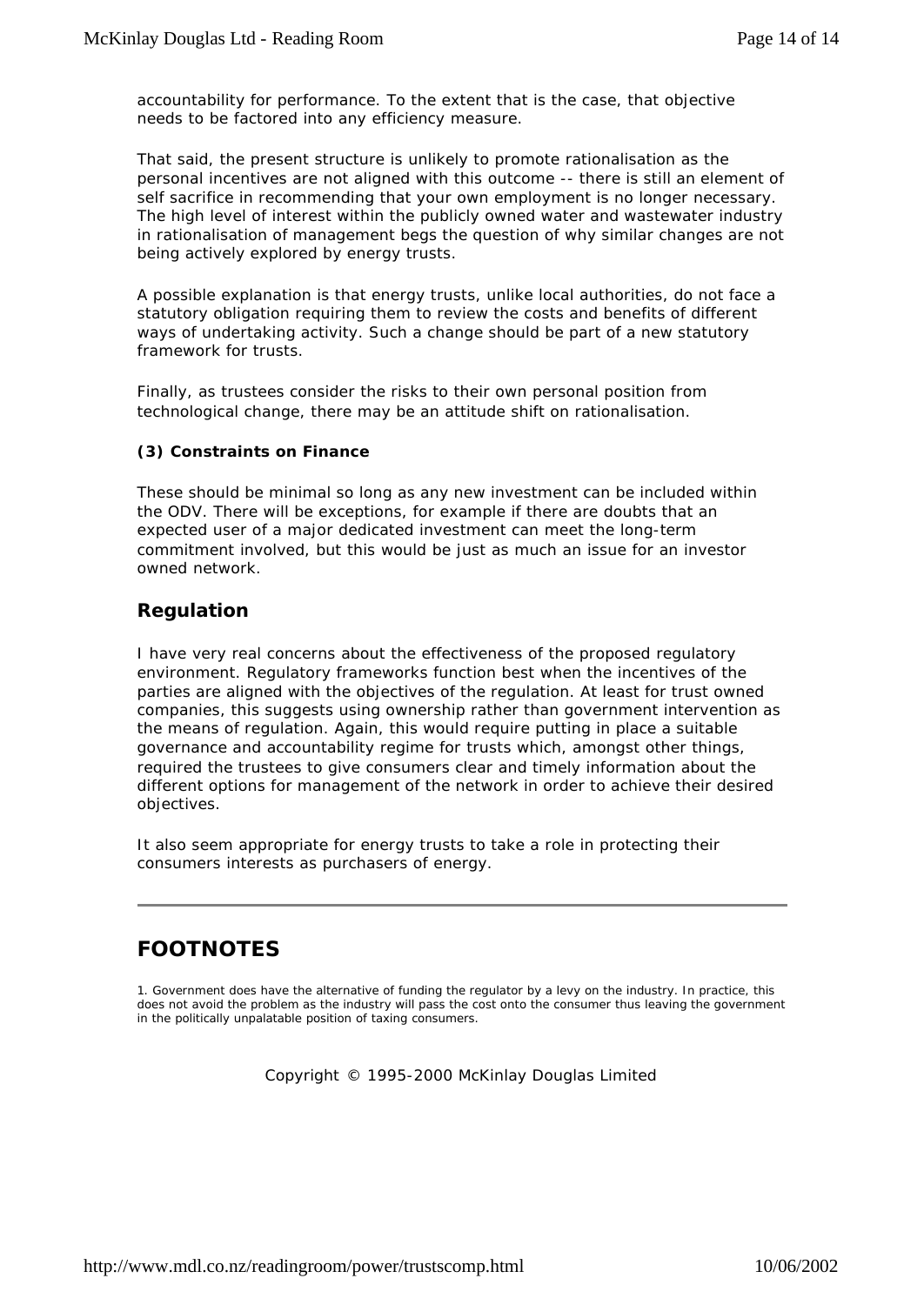accountability for performance. To the extent that is the case, that objective needs to be factored into any efficiency measure.

That said, the present structure is unlikely to promote rationalisation as the personal incentives are not aligned with this outcome -- there is still an element of self sacrifice in recommending that your own employment is no longer necessary. The high level of interest within the publicly owned water and wastewater industry in rationalisation of management begs the question of why similar changes are not being actively explored by energy trusts.

A possible explanation is that energy trusts, unlike local authorities, do not face a statutory obligation requiring them to review the costs and benefits of different ways of undertaking activity. Such a change should be part of a new statutory framework for trusts.

Finally, as trustees consider the risks to their own personal position from technological change, there may be an attitude shift on rationalisation.

**(3) Constraints on Finance**

These should be minimal so long as any new investment can be included within the ODV. There will be exceptions, for example if there are doubts that an expected user of a major dedicated investment can meet the long-term commitment involved, but this would be just as much an issue for an investor owned network.

## Regulation

I have very real concerns about the effectiveness of the proposed regulatory environment. Regulatory frameworks function best when the incentives of the parties are aligned with the objectives of the regulation. At least for trust owned companies, this suggests using ownership rather than government intervention as the means of regulation. Again, this would require putting in place a suitable governance and accountability regime for trusts which, amongst other things, required the trustees to give consumers clear and timely information about the different options for management of the network in order to achieve their desired objectives.

It also seem appropriate for energy trusts to take a role in protecting their consumers interests as purchasers of energy.

---

# FOOTNOTES

1. Government does have the alternative of funding the regulator by a levy on the industry. In practice, this does not avoid the problem as the industry will pass the cost onto the consumer thus leaving the government in the politically unpalatable position of taxing consumers.

Copyright © 1995-2000 McKinlay Douglas Limited